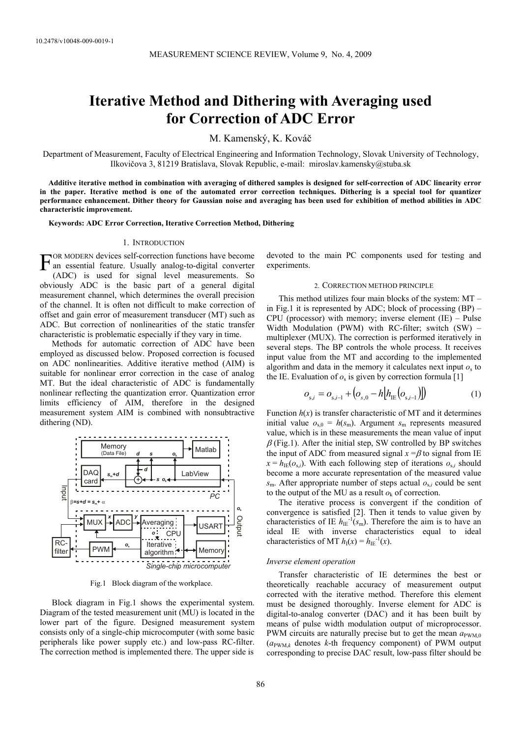10.2478/v10048-009-0019-1

# Iterative Method and Dithering with Averaging used for Correction of ADC Error

M. Kamenský, K. Kováč

Department of Measurement, Faculty of Electrical Engineering and Information Technology, Slovak University of Technology, Ilkovičova 3, 81219 Bratislava, Slovak Republic, e-mail: miroslav.kamensky@stuba.sk

**Additive iterative method in combination with averaging of dithered samples is designed for self-correction of ADC linearity error in the paper. Iterative method is one of the automated error correction techniques. Dithering is a special tool for quantizer performance enhancement. Dither theory for Gaussian noise and averaging has been used for exhibition of method abilities in ADC characteristic improvement.**

**Keywords: ADC Error Correction, Iterative Correction Method, Dithering**

## 1. Introduction

For modern devices self-correction functions have become an essential feature. Usually analog-to-digital converter (ADC) is used for signal level measurements. So obviously ADC is the basic part of a general digital measurement channel, which determines the overall precision of the channel. It is often not difficult to make correction of offset and gain error of measurement transducer (MT) such as ADC. But correction of nonlinearities of the static transfer characteristic is problematic especially if they vary in time.

Methods for automatic correction of ADC have been employed as discussed below. Proposed correction is focused on ADC nonlinearities. Additive iterative method (AIM) is suitable for nonlinear error correction in the case of analog MT. But the ideal characteristic of ADC is fundamentally nonlinear reflecting the quantization error. Quantization error limits efficiency of AIM, therefore in the designed measurement system AIM is combined with nonsubtractive dithering (ND).

Fig.1 Block diagram of the workplace.

Block diagram in Fig.1 shows the experimental system. Diagram of the tested measurement unit (MU) is located in the lower part of the figure. Designed measurement system consists only of a single-chip microcomputer (with some basic peripherals like power supply etc.) and low-pass RC-filter. The correction method is implemented there. The upper side is devoted to the main PC components used for testing and experiments.

## 2. Correction method principle

This method utilizes four main blocks of the system: MT – in Fig.1 it is represented by ADC; block of processing (BP) – CPU (processor) with memory; inverse element (IE) – Pulse Width Modulation (PWM) with RC-filter; switch (SW) – multiplexer (MUX). The correction is performed iteratively in several steps. The BP controls the whole process. It receives input value from the MT and according to the implemented algorithm and data in the memory it calculates next input $o_s$ to the IE. Evaluation of $o_s$ is given by correction formula [1]

$$o_{s,i} = o_{s,i-1} + \left(o_{s,0} - h\left[h_{\mathrm{IE}}\left(o_{s,i-1}\right)\right]\right) \tag{1}$$

Function $h(x)$ is transfer characteristic of MT and it determines initial value $o_{s,0} = h(s_m)$. Argument $s_m$ represents measured value, which is in these measurements the mean value of input $\beta$ (Fig.1). After the initial step, SW controlled by BP switches the input of ADC from measured signal $x = \beta$ to signal from IE $x = h_{\mathrm{IE}}(o_{s,i})$. With each following step of iterations $o_{s,i}$ should become a more accurate representation of the measured value $s_m$. After appropriate number of steps actual $o_{s,i}$ could be sent to the output of the MU as a result $o_k$ of correction.

The iterative process is convergent if the condition of convergence is satisfied [2]. Then it tends to value given by characteristics of IE $h_{\mathrm{IE}}^{-1}(s_m)$. Therefore the aim is to have an ideal IE with inverse characteristics equal to ideal characteristics of MT $h_I(x) = h_{\mathrm{IE}}^{-1}(x)$.

*Inverse element operation*

Transfer characteristic of IE determines the best or theoretically reachable accuracy of measurement output corrected with the iterative method. Therefore this element must be designed thoroughly. Inverse element for ADC is digital-to-analog converter (DAC) and it has been built by means of pulse width modulation output of microprocessor. PWM circuits are naturally precise but to get the mean $a_{\mathrm{PWM},0}$ ($a_{\mathrm{PWM},k}$ denotes $k$-th frequency component) of PWM output corresponding to precise DAC result, low-pass filter should be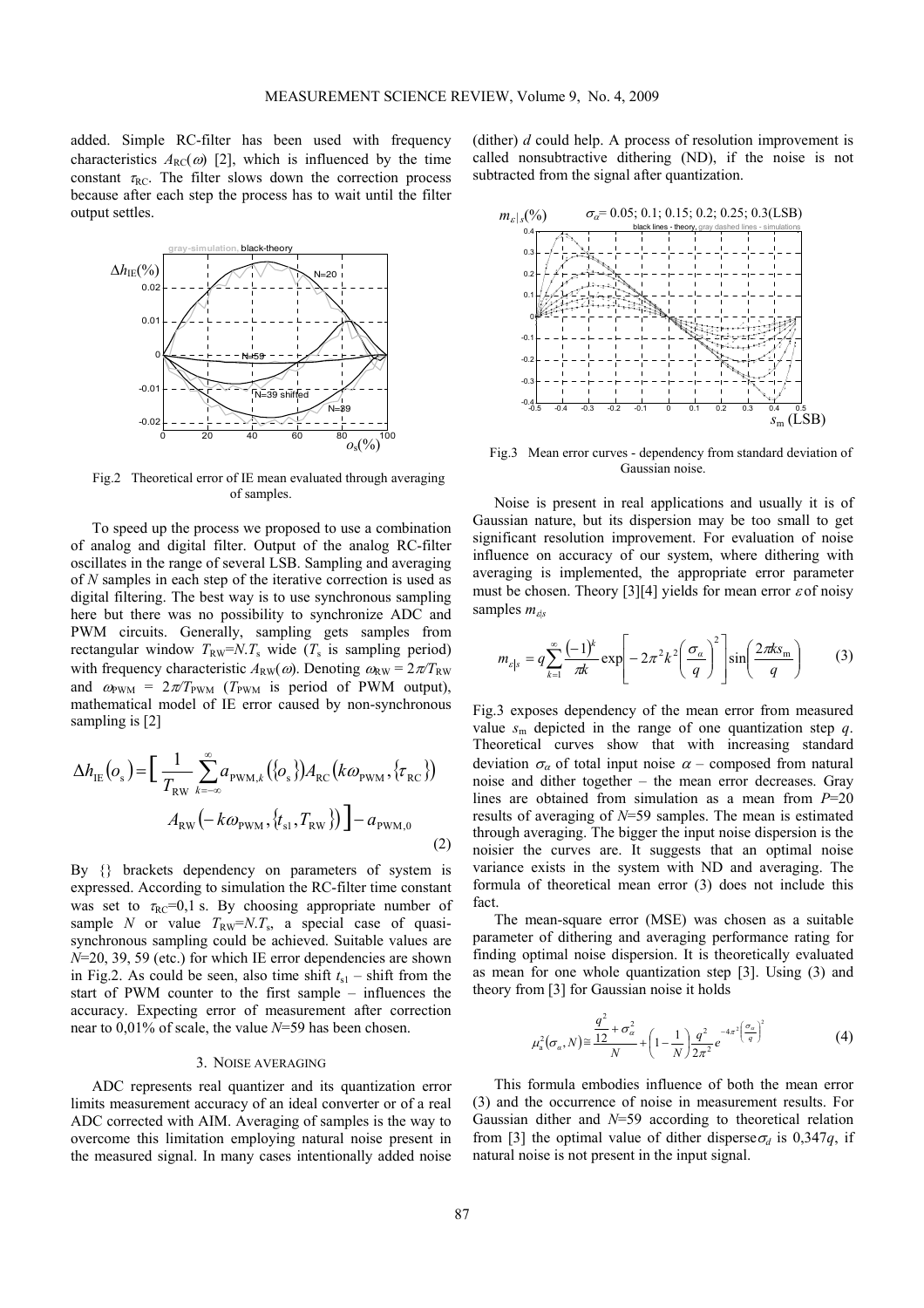added. Simple RC-filter has been used with frequency characteristics $A_{RC}(\omega)$ [2], which is influenced by the time constant $\tau_{RC}$. The filter slows down the correction process because after each step the process has to wait until the filter output settles.

Fig.2 Theoretical error of IE mean evaluated through averaging of samples.

To speed up the process we proposed to use a combination of analog and digital filter. Output of the analog RC-filter oscillates in the range of several LSB. Sampling and averaging of $N$ samples in each step of the iterative correction is used as digital filtering. The best way is to use synchronous sampling here but there was no possibility to synchronize ADC and PWM circuits. Generally, sampling gets samples from rectangular window $T_{RW}=N.T_s$ wide ($T_s$ is sampling period) with frequency characteristic $A_{RW}(\omega)$. Denoting $\omega_{RW} = 2\pi/T_{RW}$ and $\omega_{PWM} = 2\pi/T_{PWM}$ ($T_{PWM}$ is period of PWM output), mathematical model of IE error caused by non-synchronous sampling is [2]

$$\Delta h_{IE}(o_s) = \Big[ \frac{1}{T_{RW}} \sum_{k=-\infty}^{\infty} a_{PWM,k}(\{o_s\}) A_{RC}(k\omega_{PWM}, \{\tau_{RC}\}) A_{RW}(-k\omega_{PWM}, \{t_{s1}, T_{RW}\}) \Big] - a_{PWM,0} \quad (2)$$

By {} brackets dependency on parameters of system is expressed. According to simulation the RC-filter time constant was set to $\tau_{RC}$=0,1 s. By choosing appropriate number of sample $N$ or value $T_{RW}=N.T_s$, a special case of quasi-synchronous sampling could be achieved. Suitable values are $N$=20, 39, 59 (etc.) for which IE error dependencies are shown in Fig.2. As could be seen, also time shift $t_{s1}$ – shift from the start of PWM counter to the first sample – influences the accuracy. Expecting error of measurement after correction near to 0,01% of scale, the value $N$=59 has been chosen.

## 3. Noise averaging

ADC represents real quantizer and its quantization error limits measurement accuracy of an ideal converter or of a real ADC corrected with AIM. Averaging of samples is the way to overcome this limitation employing natural noise present in the measured signal. In many cases intentionally added noise (dither) $d$ could help. A process of resolution improvement is called nonsubtractive dithering (ND), if the noise is not subtracted from the signal after quantization.

Fig.3 Mean error curves - dependency from standard deviation of Gaussian noise.

Noise is present in real applications and usually it is of Gaussian nature, but its dispersion may be too small to get significant resolution improvement. For evaluation of noise influence on accuracy of our system, where dithering with averaging is implemented, the appropriate error parameter must be chosen. Theory [3][4] yields for mean error $\varepsilon$ of noisy samples $m_{\varepsilon|s}$

$$m_{\varepsilon|s} = q \sum_{k=1}^{\infty} \frac{(-1)^k}{\pi k} \exp\left[ -2\pi^2 k^2 \left( \frac{\sigma_\alpha}{q} \right)^2 \right] \sin\left( \frac{2\pi k s_m}{q} \right) \quad (3)$$

Fig.3 exposes dependency of the mean error from measured value $s_m$ depicted in the range of one quantization step $q$. Theoretical curves show that with increasing standard deviation $\sigma_\alpha$ of total input noise $\alpha$ – composed from natural noise and dither together – the mean error decreases. Gray lines are obtained from simulation as a mean from $P$=20 results of averaging of $N$=59 samples. The mean is estimated through averaging. The bigger the input noise dispersion is the noisier the curves are. It suggests that an optimal noise variance exists in the system with ND and averaging. The formula of theoretical mean error (3) does not include this fact.

The mean-square error (MSE) was chosen as a suitable parameter of dithering and averaging performance rating for finding optimal noise dispersion. It is theoretically evaluated as mean for one whole quantization step [3]. Using (3) and theory from [3] for Gaussian noise it holds

$$\mu_a^2(\sigma_\alpha, N) \cong \frac{\frac{q^2}{12} + \sigma_\alpha^2}{N} + \left(1 - \frac{1}{N}\right) \frac{q^2}{2\pi^2} e^{-4\pi^2 \left(\frac{\sigma_\alpha}{q}\right)^2} \quad (4)$$

This formula embodies influence of both the mean error (3) and the occurrence of noise in measurement results. For Gaussian dither and $N$=59 according to theoretical relation from [3] the optimal value of dither disperse $\sigma_d$ is 0,347$q$, if natural noise is not present in the input signal.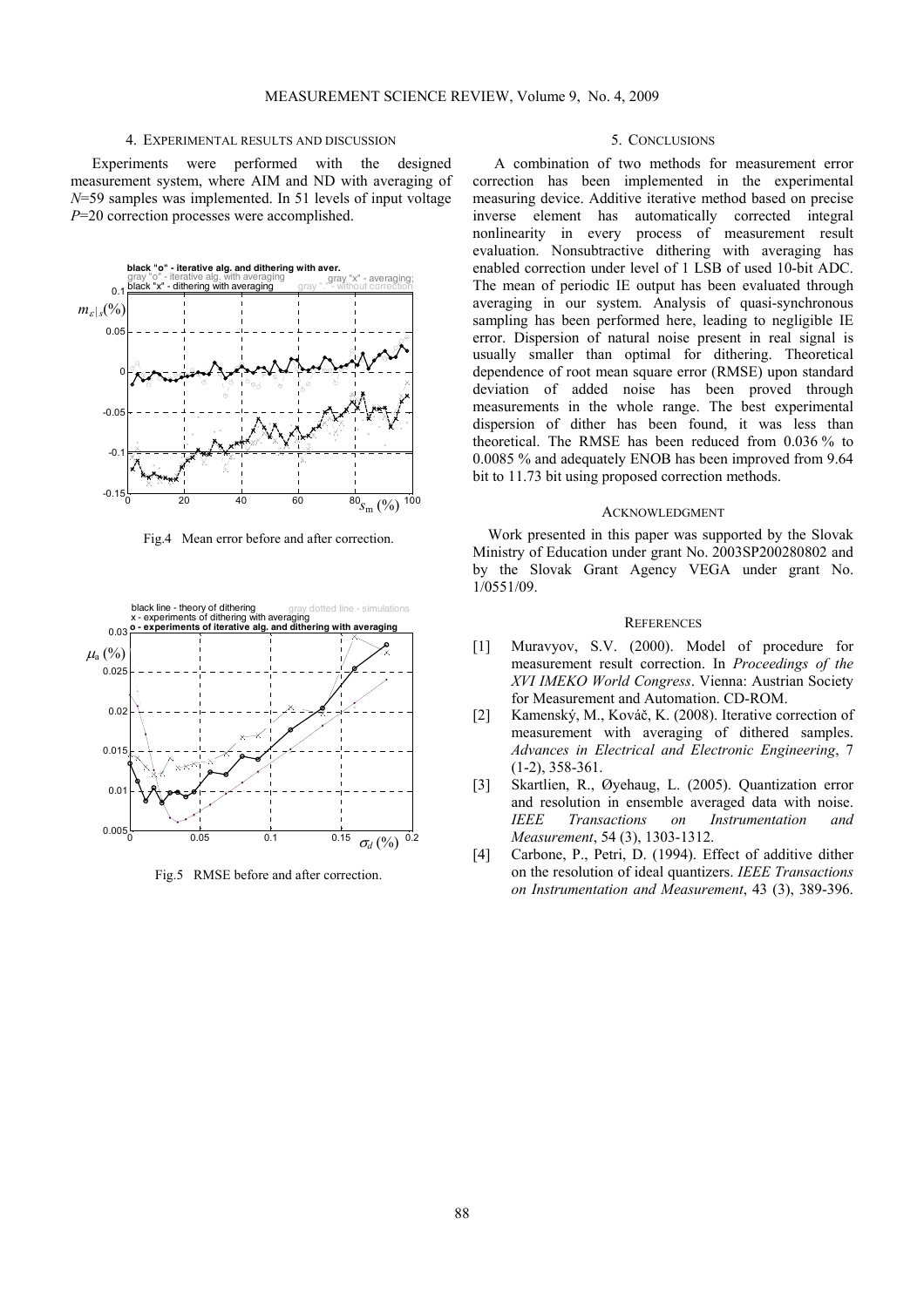## 4. EXPERIMENTAL RESULTS AND DISCUSSION

Experiments were performed with the designed measurement system, where AIM and ND with averaging of $N$=59 samples was implemented. In 51 levels of input voltage $P$=20 correction processes were accomplished.

black "o" - iterative alg. and dithering with aver.
gray "o" - iterative alg. with averaging
black "x" - dithering with averaging
gray "x" - averaging;
gray "." - without correction

$m_{\varepsilon|s}$(%)

0.1
0.05
0
-0.05
-0.1
-0.15

0 20 40 60 80 100

$s_m$ (%)

Fig.4 Mean error before and after correction.

black line - theory of dithering
gray dotted line - simulations
x - experiments of dithering with averaging
o - experiments of iterative alg. and dithering with averaging

$\mu_a$ (%)

0.03
0.025
0.02
0.015
0.01
0.005

0 0.05 0.1 0.15 0.2

$\sigma_d$ (%)

Fig.5 RMSE before and after correction.

## 5. CONCLUSIONS

A combination of two methods for measurement error correction has been implemented in the experimental measuring device. Additive iterative method based on precise inverse element has automatically corrected integral nonlinearity in every process of measurement result evaluation. Nonsubtractive dithering with averaging has enabled correction under level of 1 LSB of used 10-bit ADC. The mean of periodic IE output has been evaluated through averaging in our system. Analysis of quasi-synchronous sampling has been performed here, leading to negligible IE error. Dispersion of natural noise present in real signal is usually smaller than optimal for dithering. Theoretical dependence of root mean square error (RMSE) upon standard deviation of added noise has been proved through measurements in the whole range. The best experimental dispersion of dither has been found, it was less than theoretical. The RMSE has been reduced from 0.036 % to 0.0085 % and adequately ENOB has been improved from 9.64 bit to 11.73 bit using proposed correction methods.

## ACKNOWLEDGMENT

Work presented in this paper was supported by the Slovak Ministry of Education under grant No. 2003SP200280802 and by the Slovak Grant Agency VEGA under grant No. 1/0551/09.

## REFERENCES

[1] Muravyov, S.V. (2000). Model of procedure for measurement result correction. In *Proceedings of the XVI IMEKO World Congress*. Vienna: Austrian Society for Measurement and Automation. CD-ROM.

[2] Kamenský, M., Kováč, K. (2008). Iterative correction of measurement with averaging of dithered samples. *Advances in Electrical and Electronic Engineering*, 7 (1-2), 358-361.

[3] Skartlien, R., Øyehaug, L. (2005). Quantization error and resolution in ensemble averaged data with noise. *IEEE Transactions on Instrumentation and Measurement*, 54 (3), 1303-1312.

[4] Carbone, P., Petri, D. (1994). Effect of additive dither on the resolution of ideal quantizers. *IEEE Transactions on Instrumentation and Measurement*, 43 (3), 389-396.